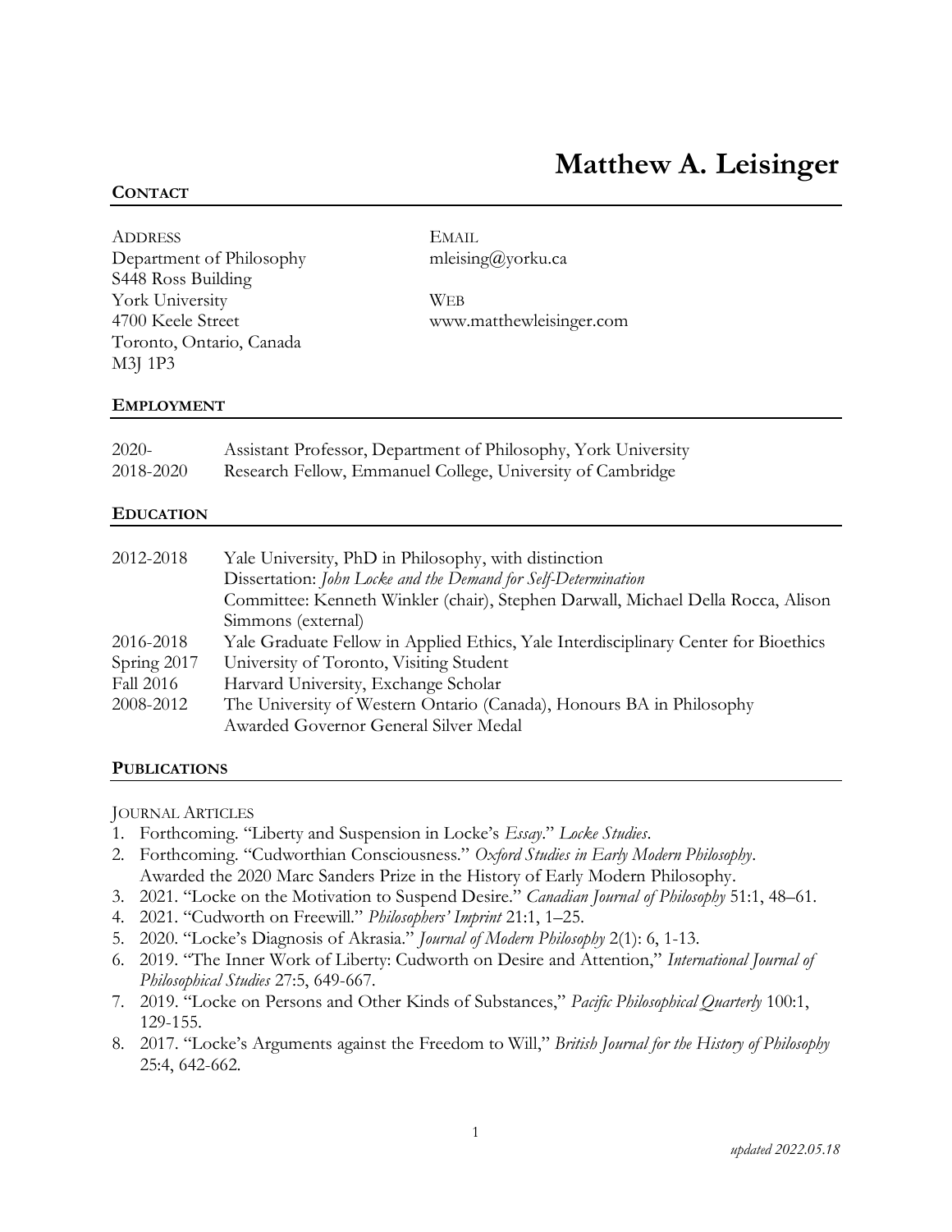# Matthew A. Leisinger

## Contact

ADDRESS
Department of Philosophy
S448 Ross Building
York University
4700 Keele Street
Toronto, Ontario, Canada
M3J 1P3

EMAIL
mleising@yorku.ca

WEB
www.matthewleisinger.com

## Employment

| | |
|---|---|
| 2020- | Assistant Professor, Department of Philosophy, York University |
| 2018-2020 | Research Fellow, Emmanuel College, University of Cambridge |

## Education

| | |
|---|---|
| 2012-2018 | Yale University, PhD in Philosophy, with distinction<br>Dissertation: *John Locke and the Demand for Self-Determination*<br>Committee: Kenneth Winkler (chair), Stephen Darwall, Michael Della Rocca, Alison Simmons (external) |
| 2016-2018 | Yale Graduate Fellow in Applied Ethics, Yale Interdisciplinary Center for Bioethics |
| Spring 2017 | University of Toronto, Visiting Student |
| Fall 2016 | Harvard University, Exchange Scholar |
| 2008-2012 | The University of Western Ontario (Canada), Honours BA in Philosophy<br>Awarded Governor General Silver Medal |

## Publications

JOURNAL ARTICLES

1. Forthcoming. "Liberty and Suspension in Locke's *Essay*." *Locke Studies*.
2. Forthcoming. "Cudworthian Consciousness." *Oxford Studies in Early Modern Philosophy*. Awarded the 2020 Marc Sanders Prize in the History of Early Modern Philosophy.
3. 2021. "Locke on the Motivation to Suspend Desire." *Canadian Journal of Philosophy* 51:1, 48–61.
4. 2021. "Cudworth on Freewill." *Philosophers' Imprint* 21:1, 1–25.
5. 2020. "Locke's Diagnosis of Akrasia." *Journal of Modern Philosophy* 2(1): 6, 1-13.
6. 2019. "The Inner Work of Liberty: Cudworth on Desire and Attention," *International Journal of Philosophical Studies* 27:5, 649-667.
7. 2019. "Locke on Persons and Other Kinds of Substances," *Pacific Philosophical Quarterly* 100:1, 129-155.
8. 2017. "Locke's Arguments against the Freedom to Will," *British Journal for the History of Philosophy* 25:4, 642-662.

*updated 2022.05.18*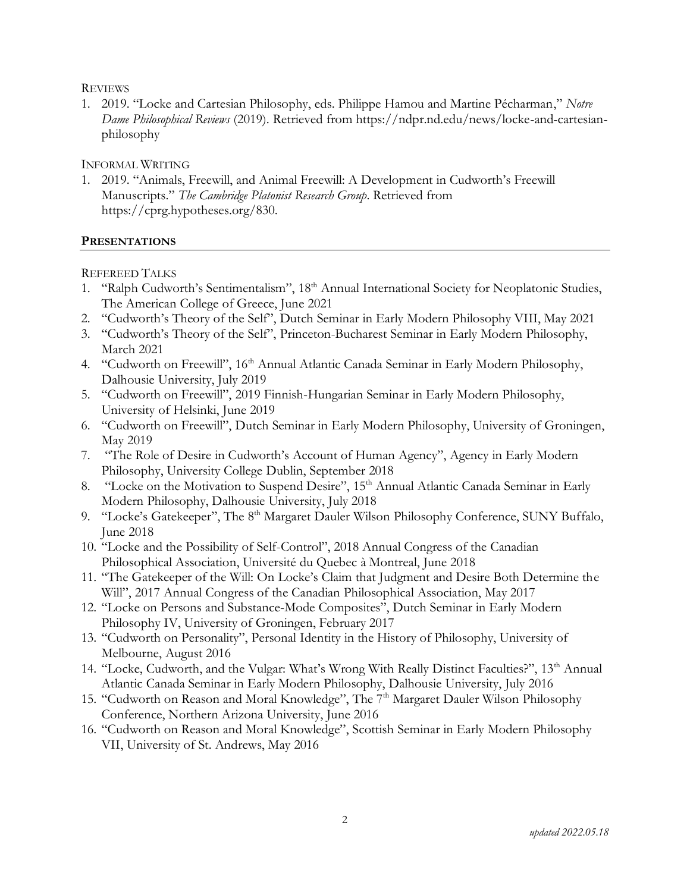REVIEWS

1. 2019. "Locke and Cartesian Philosophy, eds. Philippe Hamou and Martine Pécharman," *Notre Dame Philosophical Reviews* (2019). Retrieved from https://ndpr.nd.edu/news/locke-and-cartesian-philosophy

INFORMAL WRITING

1. 2019. "Animals, Freewill, and Animal Freewill: A Development in Cudworth's Freewill Manuscripts." *The Cambridge Platonist Research Group*. Retrieved from https://cprg.hypotheses.org/830.

## PRESENTATIONS

REFEREED TALKS

1. "Ralph Cudworth's Sentimentalism", 18th Annual International Society for Neoplatonic Studies, The American College of Greece, June 2021
2. "Cudworth's Theory of the Self", Dutch Seminar in Early Modern Philosophy VIII, May 2021
3. "Cudworth's Theory of the Self", Princeton-Bucharest Seminar in Early Modern Philosophy, March 2021
4. "Cudworth on Freewill", 16th Annual Atlantic Canada Seminar in Early Modern Philosophy, Dalhousie University, July 2019
5. "Cudworth on Freewill", 2019 Finnish-Hungarian Seminar in Early Modern Philosophy, University of Helsinki, June 2019
6. "Cudworth on Freewill", Dutch Seminar in Early Modern Philosophy, University of Groningen, May 2019
7. "The Role of Desire in Cudworth's Account of Human Agency", Agency in Early Modern Philosophy, University College Dublin, September 2018
8. "Locke on the Motivation to Suspend Desire", 15th Annual Atlantic Canada Seminar in Early Modern Philosophy, Dalhousie University, July 2018
9. "Locke's Gatekeeper", The 8th Margaret Dauler Wilson Philosophy Conference, SUNY Buffalo, June 2018
10. "Locke and the Possibility of Self-Control", 2018 Annual Congress of the Canadian Philosophical Association, Université du Quebec à Montreal, June 2018
11. "The Gatekeeper of the Will: On Locke's Claim that Judgment and Desire Both Determine the Will", 2017 Annual Congress of the Canadian Philosophical Association, May 2017
12. "Locke on Persons and Substance-Mode Composites", Dutch Seminar in Early Modern Philosophy IV, University of Groningen, February 2017
13. "Cudworth on Personality", Personal Identity in the History of Philosophy, University of Melbourne, August 2016
14. "Locke, Cudworth, and the Vulgar: What's Wrong With Really Distinct Faculties?", 13th Annual Atlantic Canada Seminar in Early Modern Philosophy, Dalhousie University, July 2016
15. "Cudworth on Reason and Moral Knowledge", The 7th Margaret Dauler Wilson Philosophy Conference, Northern Arizona University, June 2016
16. "Cudworth on Reason and Moral Knowledge", Scottish Seminar in Early Modern Philosophy VII, University of St. Andrews, May 2016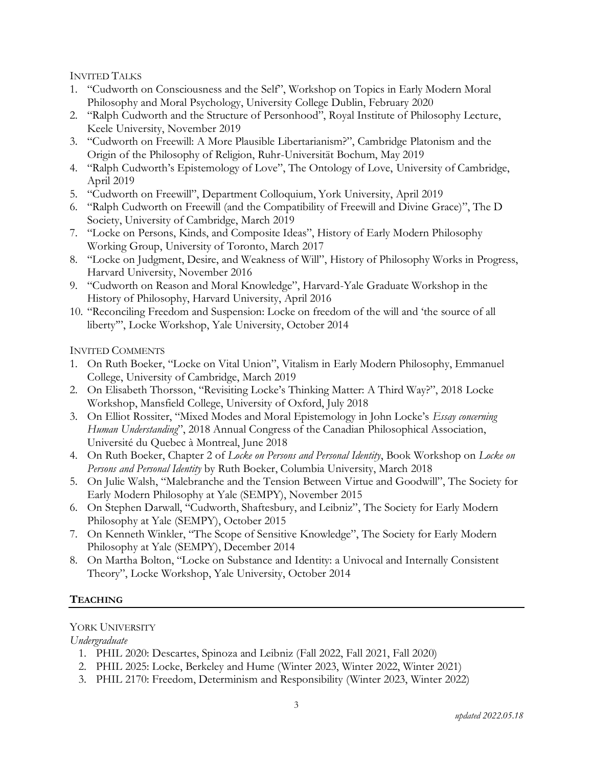INVITED TALKS

1. "Cudworth on Consciousness and the Self", Workshop on Topics in Early Modern Moral Philosophy and Moral Psychology, University College Dublin, February 2020
2. "Ralph Cudworth and the Structure of Personhood", Royal Institute of Philosophy Lecture, Keele University, November 2019
3. "Cudworth on Freewill: A More Plausible Libertarianism?", Cambridge Platonism and the Origin of the Philosophy of Religion, Ruhr-Universität Bochum, May 2019
4. "Ralph Cudworth's Epistemology of Love", The Ontology of Love, University of Cambridge, April 2019
5. "Cudworth on Freewill", Department Colloquium, York University, April 2019
6. "Ralph Cudworth on Freewill (and the Compatibility of Freewill and Divine Grace)", The D Society, University of Cambridge, March 2019
7. "Locke on Persons, Kinds, and Composite Ideas", History of Early Modern Philosophy Working Group, University of Toronto, March 2017
8. "Locke on Judgment, Desire, and Weakness of Will", History of Philosophy Works in Progress, Harvard University, November 2016
9. "Cudworth on Reason and Moral Knowledge", Harvard-Yale Graduate Workshop in the History of Philosophy, Harvard University, April 2016
10. "Reconciling Freedom and Suspension: Locke on freedom of the will and 'the source of all liberty'", Locke Workshop, Yale University, October 2014

INVITED COMMENTS

1. On Ruth Boeker, "Locke on Vital Union", Vitalism in Early Modern Philosophy, Emmanuel College, University of Cambridge, March 2019
2. On Elisabeth Thorsson, "Revisiting Locke's Thinking Matter: A Third Way?", 2018 Locke Workshop, Mansfield College, University of Oxford, July 2018
3. On Elliot Rossiter, "Mixed Modes and Moral Epistemology in John Locke's *Essay concerning Human Understanding*", 2018 Annual Congress of the Canadian Philosophical Association, Université du Quebec à Montreal, June 2018
4. On Ruth Boeker, Chapter 2 of *Locke on Persons and Personal Identity*, Book Workshop on *Locke on Persons and Personal Identity* by Ruth Boeker, Columbia University, March 2018
5. On Julie Walsh, "Malebranche and the Tension Between Virtue and Goodwill", The Society for Early Modern Philosophy at Yale (SEMPY), November 2015
6. On Stephen Darwall, "Cudworth, Shaftesbury, and Leibniz", The Society for Early Modern Philosophy at Yale (SEMPY), October 2015
7. On Kenneth Winkler, "The Scope of Sensitive Knowledge", The Society for Early Modern Philosophy at Yale (SEMPY), December 2014
8. On Martha Bolton, "Locke on Substance and Identity: a Univocal and Internally Consistent Theory", Locke Workshop, Yale University, October 2014

## TEACHING

YORK UNIVERSITY

*Undergraduate*

1. PHIL 2020: Descartes, Spinoza and Leibniz (Fall 2022, Fall 2021, Fall 2020)
2. PHIL 2025: Locke, Berkeley and Hume (Winter 2023, Winter 2022, Winter 2021)
3. PHIL 2170: Freedom, Determinism and Responsibility (Winter 2023, Winter 2022)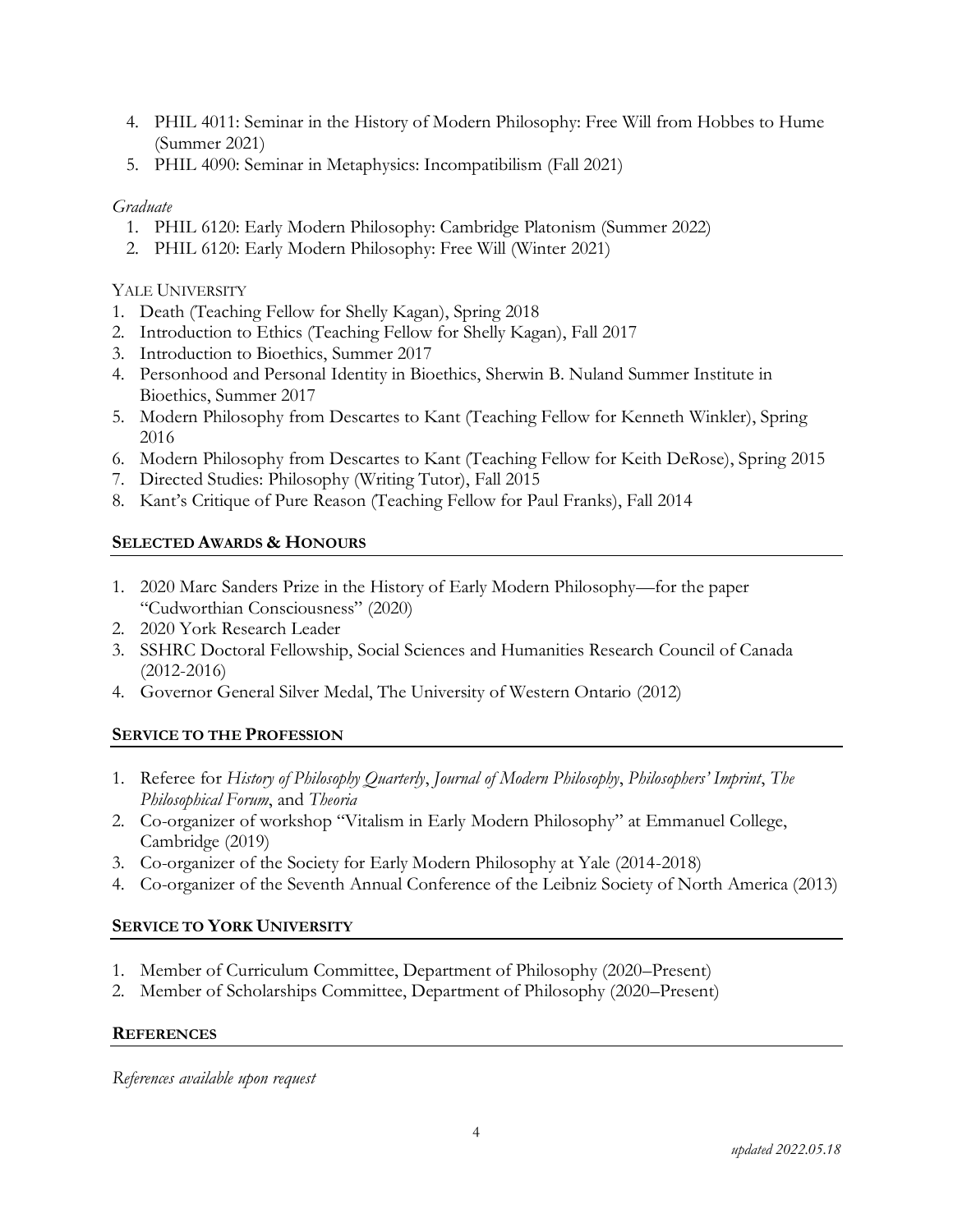4. PHIL 4011: Seminar in the History of Modern Philosophy: Free Will from Hobbes to Hume (Summer 2021)
5. PHIL 4090: Seminar in Metaphysics: Incompatibilism (Fall 2021)

*Graduate*

1. PHIL 6120: Early Modern Philosophy: Cambridge Platonism (Summer 2022)
2. PHIL 6120: Early Modern Philosophy: Free Will (Winter 2021)

YALE UNIVERSITY

1. Death (Teaching Fellow for Shelly Kagan), Spring 2018
2. Introduction to Ethics (Teaching Fellow for Shelly Kagan), Fall 2017
3. Introduction to Bioethics, Summer 2017
4. Personhood and Personal Identity in Bioethics, Sherwin B. Nuland Summer Institute in Bioethics, Summer 2017
5. Modern Philosophy from Descartes to Kant (Teaching Fellow for Kenneth Winkler), Spring 2016
6. Modern Philosophy from Descartes to Kant (Teaching Fellow for Keith DeRose), Spring 2015
7. Directed Studies: Philosophy (Writing Tutor), Fall 2015
8. Kant's Critique of Pure Reason (Teaching Fellow for Paul Franks), Fall 2014

## SELECTED AWARDS & HONOURS

1. 2020 Marc Sanders Prize in the History of Early Modern Philosophy—for the paper "Cudworthian Consciousness" (2020)
2. 2020 York Research Leader
3. SSHRC Doctoral Fellowship, Social Sciences and Humanities Research Council of Canada (2012-2016)
4. Governor General Silver Medal, The University of Western Ontario (2012)

## SERVICE TO THE PROFESSION

1. Referee for *History of Philosophy Quarterly*, *Journal of Modern Philosophy*, *Philosophers' Imprint*, *The Philosophical Forum*, and *Theoria*
2. Co-organizer of workshop "Vitalism in Early Modern Philosophy" at Emmanuel College, Cambridge (2019)
3. Co-organizer of the Society for Early Modern Philosophy at Yale (2014-2018)
4. Co-organizer of the Seventh Annual Conference of the Leibniz Society of North America (2013)

## SERVICE TO YORK UNIVERSITY

1. Member of Curriculum Committee, Department of Philosophy (2020–Present)
2. Member of Scholarships Committee, Department of Philosophy (2020–Present)

## REFERENCES

*References available upon request*

*updated 2022.05.18*